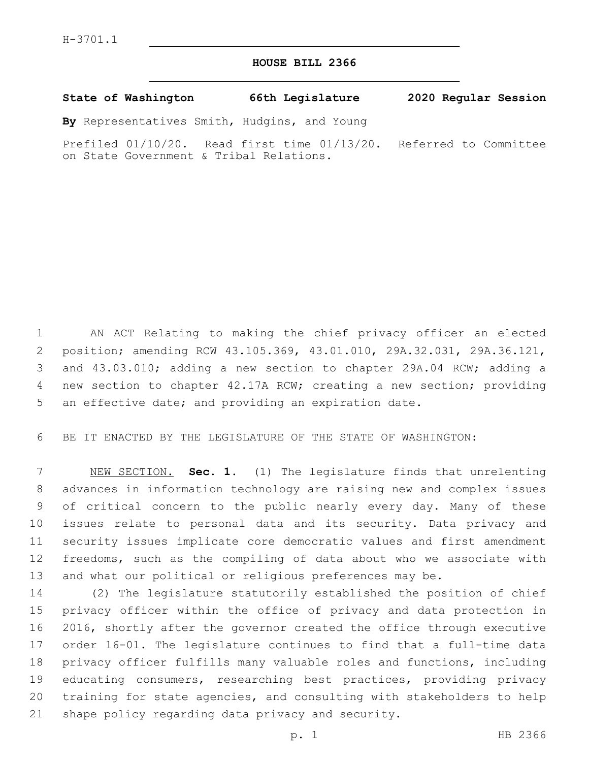H-3701.1

# HOUSE BILL 2366

**State of Washington 66th Legislature 2020 Regular Session**

**By** Representatives Smith, Hudgins, and Young

Prefiled 01/10/20. Read first time 01/13/20. Referred to Committee on State Government & Tribal Relations.

AN ACT Relating to making the chief privacy officer an elected position; amending RCW 43.105.369, 43.01.010, 29A.32.031, 29A.36.121, and 43.03.010; adding a new section to chapter 29A.04 RCW; adding a new section to chapter 42.17A RCW; creating a new section; providing an effective date; and providing an expiration date.

BE IT ENACTED BY THE LEGISLATURE OF THE STATE OF WASHINGTON:

NEW SECTION. **Sec. 1.** (1) The legislature finds that unrelenting advances in information technology are raising new and complex issues of critical concern to the public nearly every day. Many of these issues relate to personal data and its security. Data privacy and security issues implicate core democratic values and first amendment freedoms, such as the compiling of data about who we associate with and what our political or religious preferences may be.

(2) The legislature statutorily established the position of chief privacy officer within the office of privacy and data protection in 2016, shortly after the governor created the office through executive order 16-01. The legislature continues to find that a full-time data privacy officer fulfills many valuable roles and functions, including educating consumers, researching best practices, providing privacy training for state agencies, and consulting with stakeholders to help shape policy regarding data privacy and security.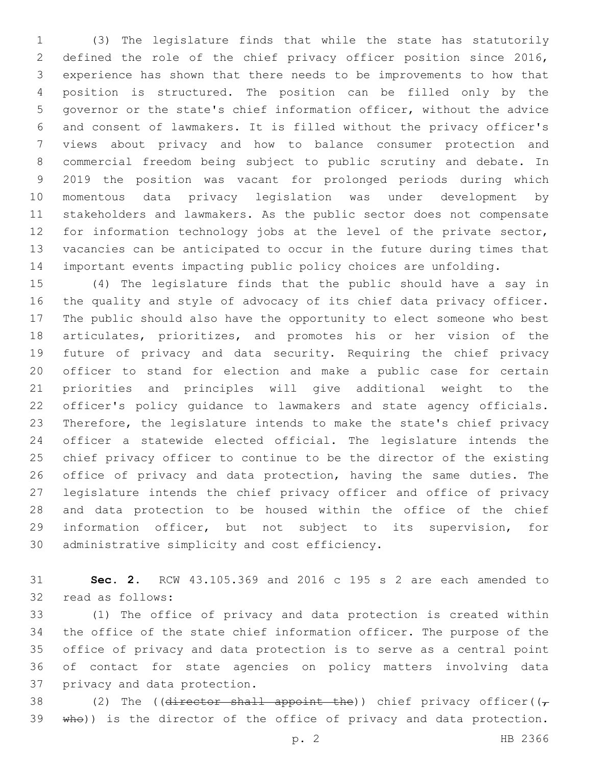(3) The legislature finds that while the state has statutorily defined the role of the chief privacy officer position since 2016, experience has shown that there needs to be improvements to how that position is structured. The position can be filled only by the governor or the state's chief information officer, without the advice and consent of lawmakers. It is filled without the privacy officer's views about privacy and how to balance consumer protection and commercial freedom being subject to public scrutiny and debate. In 2019 the position was vacant for prolonged periods during which momentous data privacy legislation was under development by stakeholders and lawmakers. As the public sector does not compensate for information technology jobs at the level of the private sector, vacancies can be anticipated to occur in the future during times that important events impacting public policy choices are unfolding.

(4) The legislature finds that the public should have a say in the quality and style of advocacy of its chief data privacy officer. The public should also have the opportunity to elect someone who best articulates, prioritizes, and promotes his or her vision of the future of privacy and data security. Requiring the chief privacy officer to stand for election and make a public case for certain priorities and principles will give additional weight to the officer's policy guidance to lawmakers and state agency officials. Therefore, the legislature intends to make the state's chief privacy officer a statewide elected official. The legislature intends the chief privacy officer to continue to be the director of the existing office of privacy and data protection, having the same duties. The legislature intends the chief privacy officer and office of privacy and data protection to be housed within the office of the chief information officer, but not subject to its supervision, for administrative simplicity and cost efficiency.

**Sec. 2.** RCW 43.105.369 and 2016 c 195 s 2 are each amended to read as follows:

(1) The office of privacy and data protection is created within the office of the state chief information officer. The purpose of the office of privacy and data protection is to serve as a central point of contact for state agencies on policy matters involving data privacy and data protection.

(2) The ((~~director shall appoint the~~)) chief privacy officer((~~, who~~)) is the director of the office of privacy and data protection.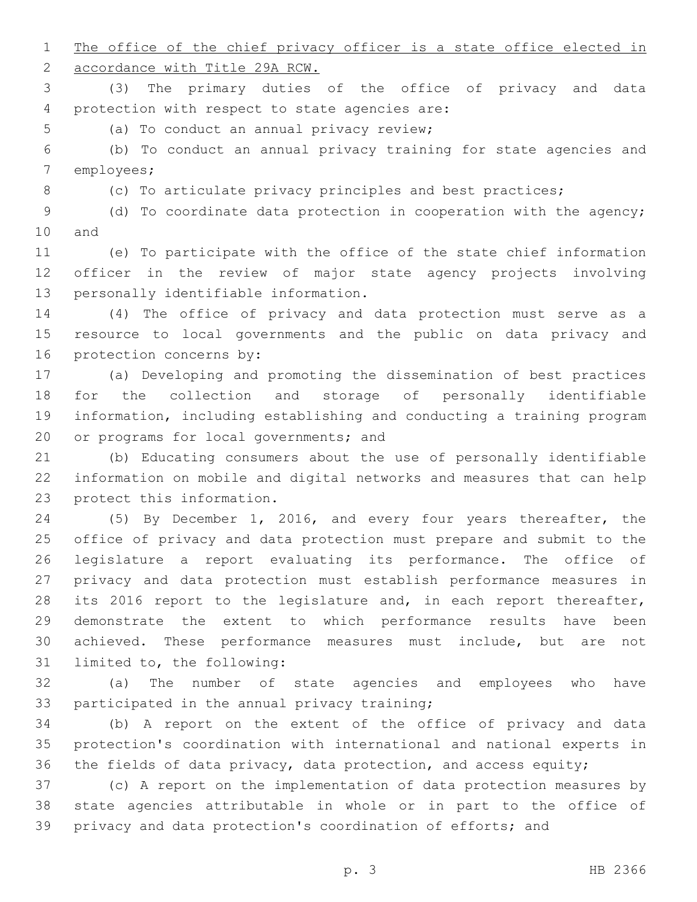<u>The office of the chief privacy officer is a state office elected in accordance with Title 29A RCW.</u>

(3) The primary duties of the office of privacy and data protection with respect to state agencies are:

(a) To conduct an annual privacy review;

(b) To conduct an annual privacy training for state agencies and employees;

(c) To articulate privacy principles and best practices;

(d) To coordinate data protection in cooperation with the agency; and

(e) To participate with the office of the state chief information officer in the review of major state agency projects involving personally identifiable information.

(4) The office of privacy and data protection must serve as a resource to local governments and the public on data privacy and protection concerns by:

(a) Developing and promoting the dissemination of best practices for the collection and storage of personally identifiable information, including establishing and conducting a training program or programs for local governments; and

(b) Educating consumers about the use of personally identifiable information on mobile and digital networks and measures that can help protect this information.

(5) By December 1, 2016, and every four years thereafter, the office of privacy and data protection must prepare and submit to the legislature a report evaluating its performance. The office of privacy and data protection must establish performance measures in its 2016 report to the legislature and, in each report thereafter, demonstrate the extent to which performance results have been achieved. These performance measures must include, but are not limited to, the following:

(a) The number of state agencies and employees who have participated in the annual privacy training;

(b) A report on the extent of the office of privacy and data protection's coordination with international and national experts in the fields of data privacy, data protection, and access equity;

(c) A report on the implementation of data protection measures by state agencies attributable in whole or in part to the office of privacy and data protection's coordination of efforts; and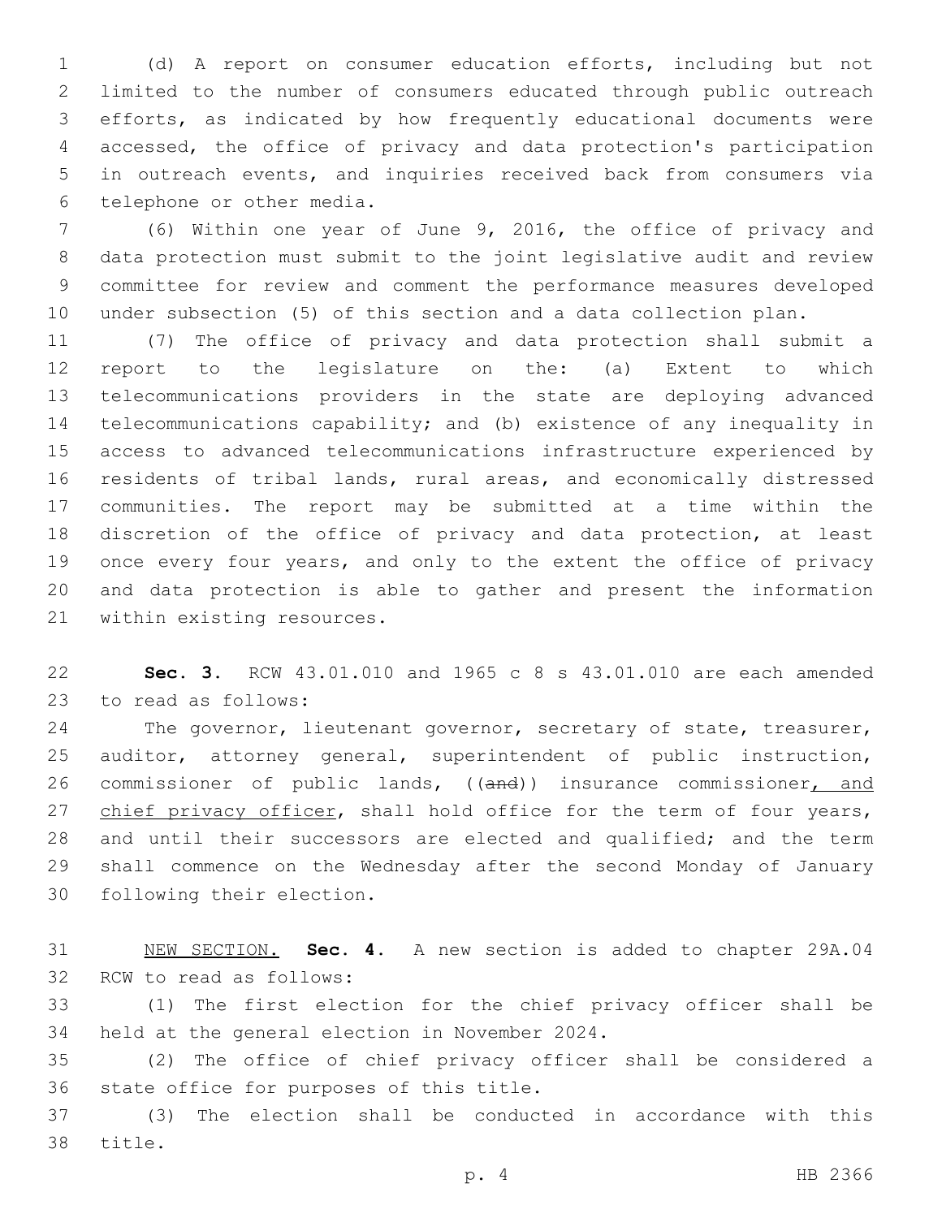(d) A report on consumer education efforts, including but not limited to the number of consumers educated through public outreach efforts, as indicated by how frequently educational documents were accessed, the office of privacy and data protection's participation in outreach events, and inquiries received back from consumers via telephone or other media.

(6) Within one year of June 9, 2016, the office of privacy and data protection must submit to the joint legislative audit and review committee for review and comment the performance measures developed under subsection (5) of this section and a data collection plan.

(7) The office of privacy and data protection shall submit a report to the legislature on the: (a) Extent to which telecommunications providers in the state are deploying advanced telecommunications capability; and (b) existence of any inequality in access to advanced telecommunications infrastructure experienced by residents of tribal lands, rural areas, and economically distressed communities. The report may be submitted at a time within the discretion of the office of privacy and data protection, at least once every four years, and only to the extent the office of privacy and data protection is able to gather and present the information within existing resources.

**Sec. 3.** RCW 43.01.010 and 1965 c 8 s 43.01.010 are each amended to read as follows:

The governor, lieutenant governor, secretary of state, treasurer, auditor, attorney general, superintendent of public instruction, commissioner of public lands, ((~~and~~)) insurance commissioner, and chief privacy officer, shall hold office for the term of four years, and until their successors are elected and qualified; and the term shall commence on the Wednesday after the second Monday of January following their election.

NEW SECTION. **Sec. 4.** A new section is added to chapter 29A.04 RCW to read as follows:

(1) The first election for the chief privacy officer shall be held at the general election in November 2024.

(2) The office of chief privacy officer shall be considered a state office for purposes of this title.

(3) The election shall be conducted in accordance with this title.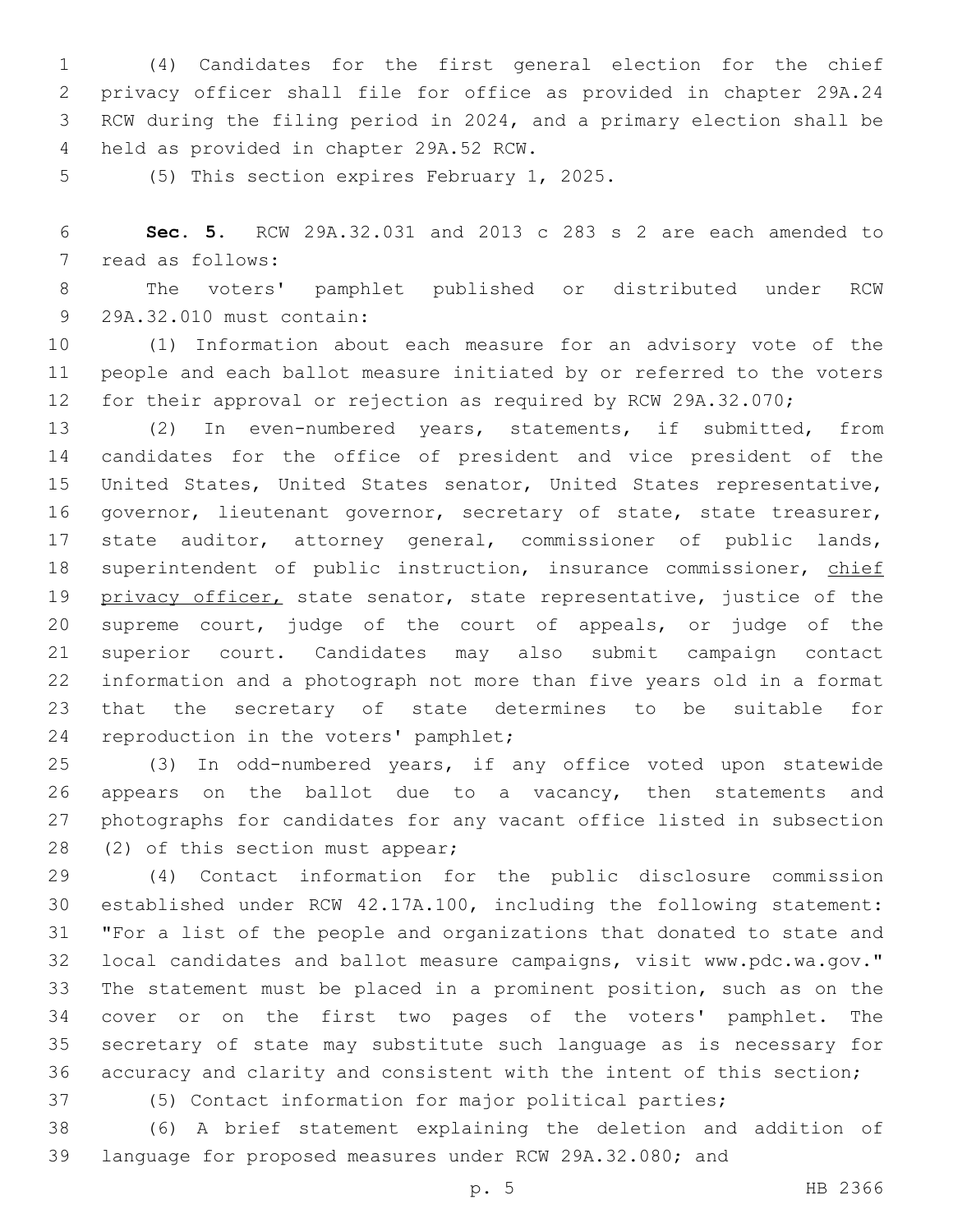(4) Candidates for the first general election for the chief privacy officer shall file for office as provided in chapter 29A.24 RCW during the filing period in 2024, and a primary election shall be held as provided in chapter 29A.52 RCW.

(5) This section expires February 1, 2025.

**Sec. 5.** RCW 29A.32.031 and 2013 c 283 s 2 are each amended to read as follows:

The voters' pamphlet published or distributed under RCW 29A.32.010 must contain:

(1) Information about each measure for an advisory vote of the people and each ballot measure initiated by or referred to the voters for their approval or rejection as required by RCW 29A.32.070;

(2) In even-numbered years, statements, if submitted, from candidates for the office of president and vice president of the United States, United States senator, United States representative, governor, lieutenant governor, secretary of state, state treasurer, state auditor, attorney general, commissioner of public lands, superintendent of public instruction, insurance commissioner, <u>chief privacy officer,</u> state senator, state representative, justice of the supreme court, judge of the court of appeals, or judge of the superior court. Candidates may also submit campaign contact information and a photograph not more than five years old in a format that the secretary of state determines to be suitable for reproduction in the voters' pamphlet;

(3) In odd-numbered years, if any office voted upon statewide appears on the ballot due to a vacancy, then statements and photographs for candidates for any vacant office listed in subsection (2) of this section must appear;

(4) Contact information for the public disclosure commission established under RCW 42.17A.100, including the following statement: "For a list of the people and organizations that donated to state and local candidates and ballot measure campaigns, visit www.pdc.wa.gov." The statement must be placed in a prominent position, such as on the cover or on the first two pages of the voters' pamphlet. The secretary of state may substitute such language as is necessary for accuracy and clarity and consistent with the intent of this section;

(5) Contact information for major political parties;

(6) A brief statement explaining the deletion and addition of language for proposed measures under RCW 29A.32.080; and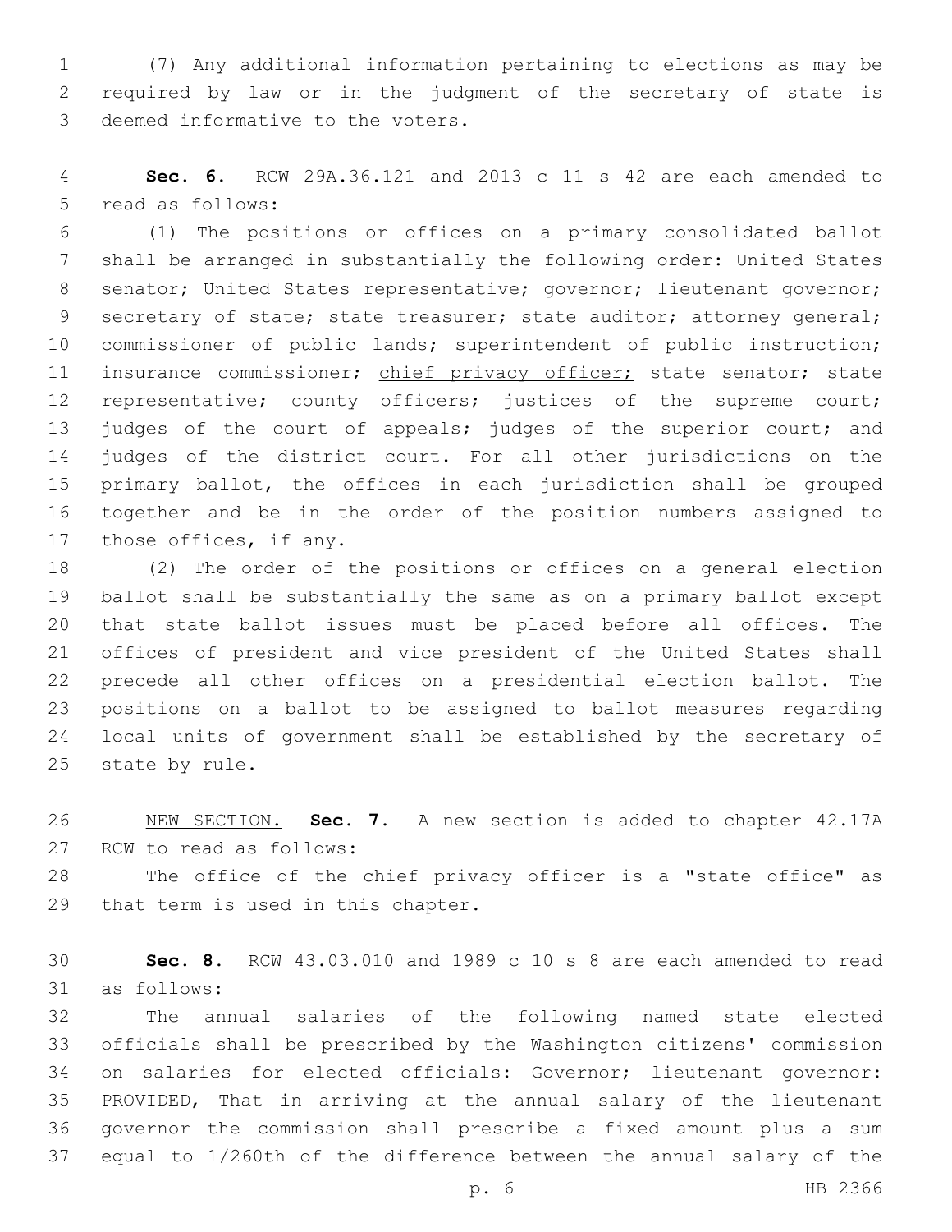(7) Any additional information pertaining to elections as may be required by law or in the judgment of the secretary of state is deemed informative to the voters.

**Sec. 6.** RCW 29A.36.121 and 2013 c 11 s 42 are each amended to read as follows:

(1) The positions or offices on a primary consolidated ballot shall be arranged in substantially the following order: United States senator; United States representative; governor; lieutenant governor; secretary of state; state treasurer; state auditor; attorney general; commissioner of public lands; superintendent of public instruction; insurance commissioner; <u>chief privacy officer;</u> state senator; state representative; county officers; justices of the supreme court; judges of the court of appeals; judges of the superior court; and judges of the district court. For all other jurisdictions on the primary ballot, the offices in each jurisdiction shall be grouped together and be in the order of the position numbers assigned to those offices, if any.

(2) The order of the positions or offices on a general election ballot shall be substantially the same as on a primary ballot except that state ballot issues must be placed before all offices. The offices of president and vice president of the United States shall precede all other offices on a presidential election ballot. The positions on a ballot to be assigned to ballot measures regarding local units of government shall be established by the secretary of state by rule.

<u>NEW SECTION.</u> **Sec. 7.** A new section is added to chapter 42.17A RCW to read as follows:

The office of the chief privacy officer is a "state office" as that term is used in this chapter.

**Sec. 8.** RCW 43.03.010 and 1989 c 10 s 8 are each amended to read as follows:

The annual salaries of the following named state elected officials shall be prescribed by the Washington citizens' commission on salaries for elected officials: Governor; lieutenant governor: PROVIDED, That in arriving at the annual salary of the lieutenant governor the commission shall prescribe a fixed amount plus a sum equal to 1/260th of the difference between the annual salary of the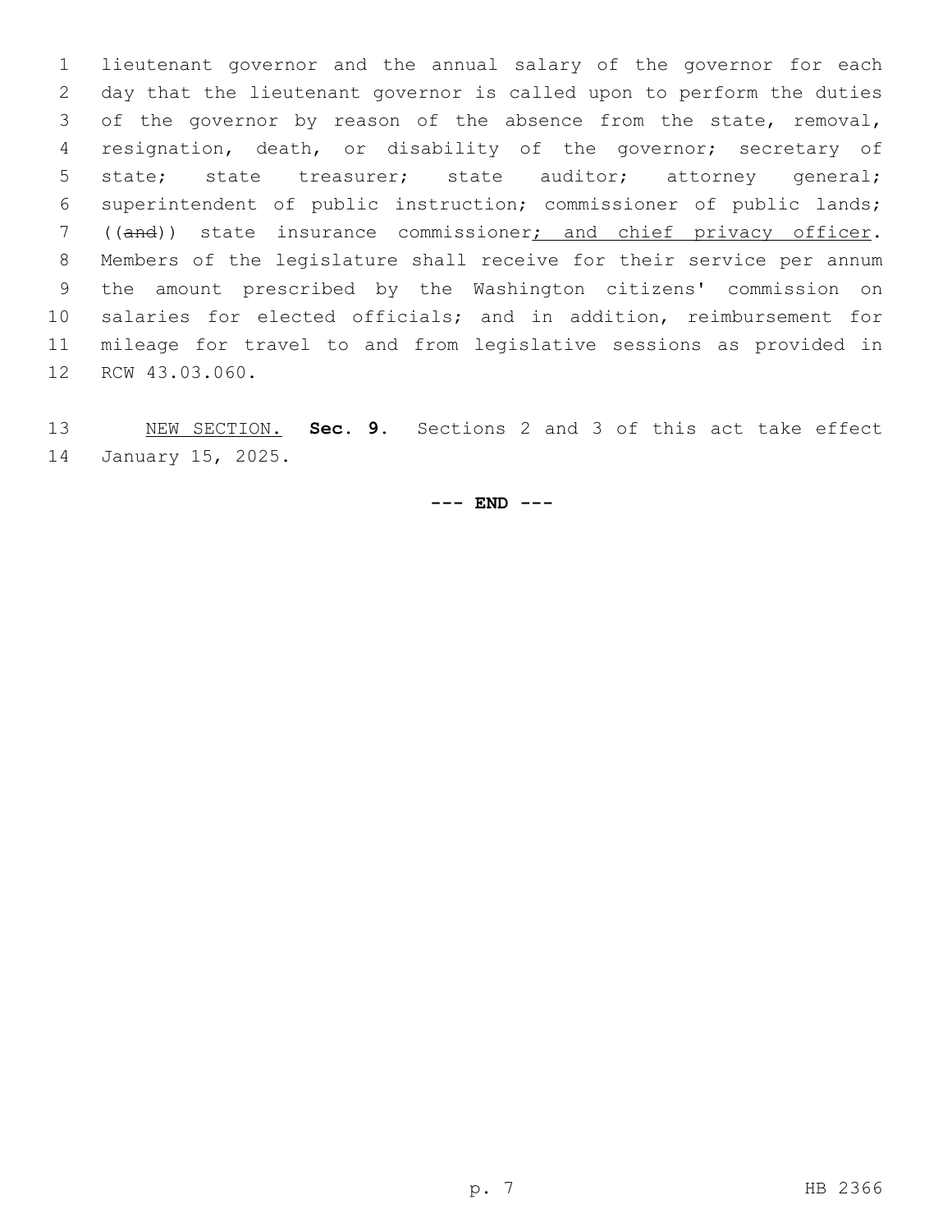lieutenant governor and the annual salary of the governor for each day that the lieutenant governor is called upon to perform the duties of the governor by reason of the absence from the state, removal, resignation, death, or disability of the governor; secretary of state; state treasurer; state auditor; attorney general; superintendent of public instruction; commissioner of public lands; ((~~and~~)) state insurance commissioner<u>; and chief privacy officer</u>. Members of the legislature shall receive for their service per annum the amount prescribed by the Washington citizens' commission on salaries for elected officials; and in addition, reimbursement for mileage for travel to and from legislative sessions as provided in RCW 43.03.060.

<u>NEW SECTION.</u> **Sec. 9.** Sections 2 and 3 of this act take effect January 15, 2025.

**--- END ---**